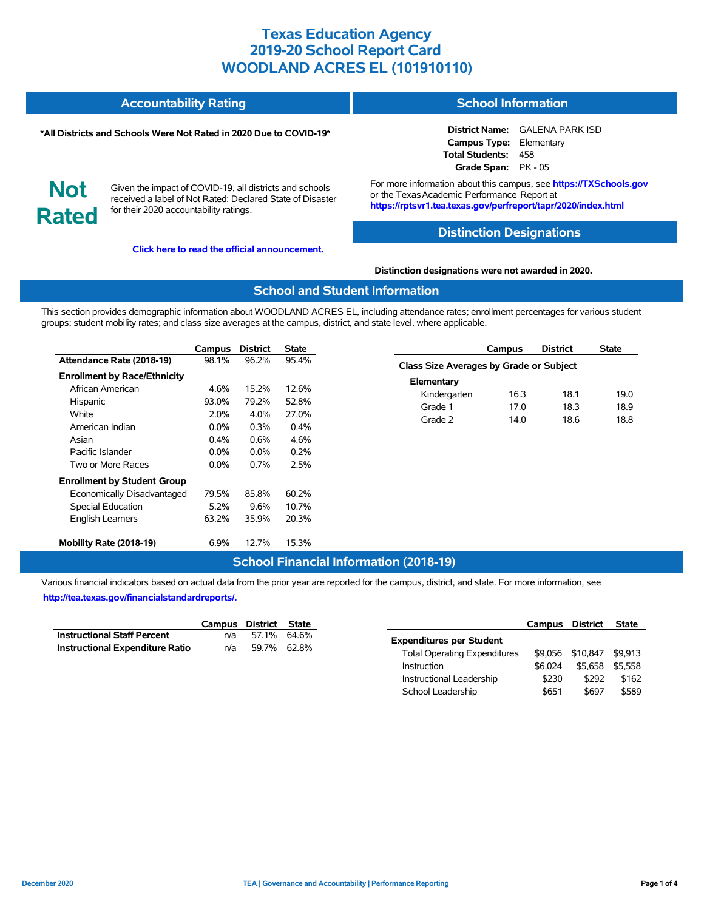# Texas Education Agency
# 2019-20 School Report Card
# WOODLAND ACRES EL (101910110)

## Accountability Rating

**\*All Districts and Schools Were Not Rated in 2020 Due to COVID-19\***

**Not Rated**

Given the impact of COVID-19, all districts and schools received a label of Not Rated: Declared State of Disaster for their 2020 accountability ratings.

**Click here to read the official announcement.**

## School Information

**District Name:** GALENA PARK ISD
**Campus Type:** Elementary
**Total Students:** 458
**Grade Span:** PK - 05

For more information about this campus, see **https://TXSchools.gov** or the Texas Academic Performance Report at **https://rptsvr1.tea.texas.gov/perfreport/tapr/2020/index.html**

## Distinction Designations

**Distinction designations were not awarded in 2020.**

## School and Student Information

This section provides demographic information about WOODLAND ACRES EL, including attendance rates; enrollment percentages for various student groups; student mobility rates; and class size averages at the campus, district, and state level, where applicable.

| | Campus | District | State |
|---|---|---|---|
| **Attendance Rate (2018-19)** | 98.1% | 96.2% | 95.4% |
| **Enrollment by Race/Ethnicity** | | | |
| African American | 4.6% | 15.2% | 12.6% |
| Hispanic | 93.0% | 79.2% | 52.8% |
| White | 2.0% | 4.0% | 27.0% |
| American Indian | 0.0% | 0.3% | 0.4% |
| Asian | 0.4% | 0.6% | 4.6% |
| Pacific Islander | 0.0% | 0.0% | 0.2% |
| Two or More Races | 0.0% | 0.7% | 2.5% |
| **Enrollment by Student Group** | | | |
| Economically Disadvantaged | 79.5% | 85.8% | 60.2% |
| Special Education | 5.2% | 9.6% | 10.7% |
| English Learners | 63.2% | 35.9% | 20.3% |
| **Mobility Rate (2018-19)** | 6.9% | 12.7% | 15.3% |

| | Campus | District | State |
|---|---|---|---|
| **Class Size Averages by Grade or Subject** | | | |
| **Elementary** | | | |
| Kindergarten | 16.3 | 18.1 | 19.0 |
| Grade 1 | 17.0 | 18.3 | 18.9 |
| Grade 2 | 14.0 | 18.6 | 18.8 |

## School Financial Information (2018-19)

Various financial indicators based on actual data from the prior year are reported for the campus, district, and state. For more information, see **http://tea.texas.gov/financialstandardreports/.**

| | Campus | District | State |
|---|---|---|---|
| **Instructional Staff Percent** | n/a | 57.1% | 64.6% |
| **Instructional Expenditure Ratio** | n/a | 59.7% | 62.8% |

| | Campus | District | State |
|---|---|---|---|
| **Expenditures per Student** | | | |
| Total Operating Expenditures | $9,056 | $10,847 | $9,913 |
| Instruction | $6,024 | $5,658 | $5,558 |
| Instructional Leadership | $230 | $292 | $162 |
| School Leadership | $651 | $697 | $589 |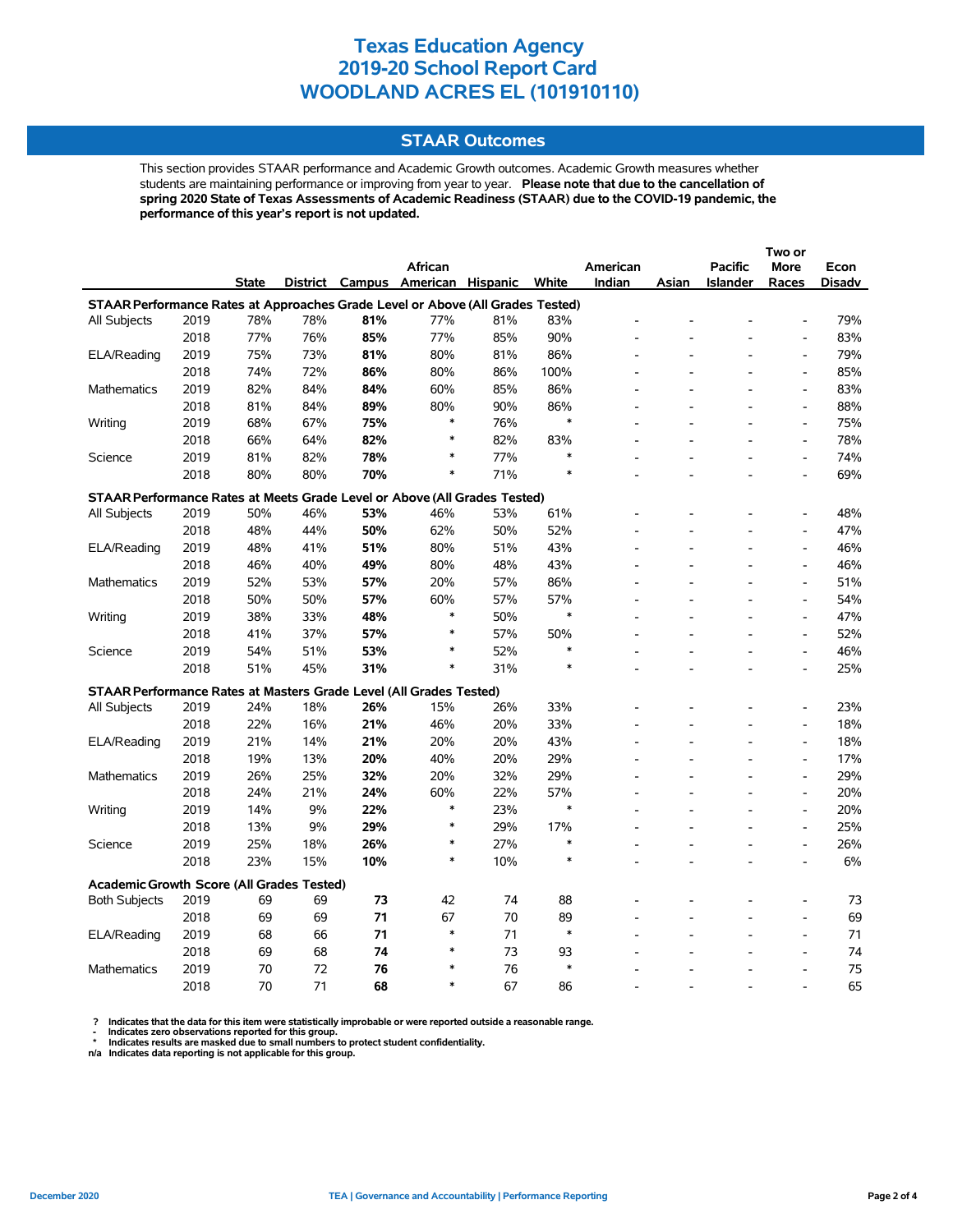# Texas Education Agency
# 2019-20 School Report Card
# WOODLAND ACRES EL (101910110)

## STAAR Outcomes

This section provides STAAR performance and Academic Growth outcomes. Academic Growth measures whether students are maintaining performance or improving from year to year. **Please note that due to the cancellation of spring 2020 State of Texas Assessments of Academic Readiness (STAAR) due to the COVID-19 pandemic, the performance of this year's report is not updated.**

| | | State | District | Campus | African American | Hispanic | White | American Indian | Asian | Pacific Islander | Two or More Races | Econ Disadv |
|---|---|---|---|---|---|---|---|---|---|---|---|---|
| **STAAR Performance Rates at Approaches Grade Level or Above (All Grades Tested)** | | | | | | | | | | | | |
| All Subjects | 2019 | 78% | 78% | **81%** | 77% | 81% | 83% | - | - | - | - | 79% |
| | 2018 | 77% | 76% | **85%** | 77% | 85% | 90% | - | - | - | - | 83% |
| ELA/Reading | 2019 | 75% | 73% | **81%** | 80% | 81% | 86% | - | - | - | - | 79% |
| | 2018 | 74% | 72% | **86%** | 80% | 86% | 100% | - | - | - | - | 85% |
| Mathematics | 2019 | 82% | 84% | **84%** | 60% | 85% | 86% | - | - | - | - | 83% |
| | 2018 | 81% | 84% | **89%** | 80% | 90% | 86% | - | - | - | - | 88% |
| Writing | 2019 | 68% | 67% | **75%** | * | 76% | * | - | - | - | - | 75% |
| | 2018 | 66% | 64% | **82%** | * | 82% | 83% | - | - | - | - | 78% |
| Science | 2019 | 81% | 82% | **78%** | * | 77% | * | - | - | - | - | 74% |
| | 2018 | 80% | 80% | **70%** | * | 71% | * | - | - | - | - | 69% |
| **STAAR Performance Rates at Meets Grade Level or Above (All Grades Tested)** | | | | | | | | | | | | |
| All Subjects | 2019 | 50% | 46% | **53%** | 46% | 53% | 61% | - | - | - | - | 48% |
| | 2018 | 48% | 44% | **50%** | 62% | 50% | 52% | - | - | - | - | 47% |
| ELA/Reading | 2019 | 48% | 41% | **51%** | 80% | 51% | 43% | - | - | - | - | 46% |
| | 2018 | 46% | 40% | **49%** | 80% | 48% | 43% | - | - | - | - | 46% |
| Mathematics | 2019 | 52% | 53% | **57%** | 20% | 57% | 86% | - | - | - | - | 51% |
| | 2018 | 50% | 50% | **57%** | 60% | 57% | 57% | - | - | - | - | 54% |
| Writing | 2019 | 38% | 33% | **48%** | * | 50% | * | - | - | - | - | 47% |
| | 2018 | 41% | 37% | **57%** | * | 57% | 50% | - | - | - | - | 52% |
| Science | 2019 | 54% | 51% | **53%** | * | 52% | * | - | - | - | - | 46% |
| | 2018 | 51% | 45% | **31%** | * | 31% | * | - | - | - | - | 25% |
| **STAAR Performance Rates at Masters Grade Level (All Grades Tested)** | | | | | | | | | | | | |
| All Subjects | 2019 | 24% | 18% | **26%** | 15% | 26% | 33% | - | - | - | - | 23% |
| | 2018 | 22% | 16% | **21%** | 46% | 20% | 33% | - | - | - | - | 18% |
| ELA/Reading | 2019 | 21% | 14% | **21%** | 20% | 20% | 43% | - | - | - | - | 18% |
| | 2018 | 19% | 13% | **20%** | 40% | 20% | 29% | - | - | - | - | 17% |
| Mathematics | 2019 | 26% | 25% | **32%** | 20% | 32% | 29% | - | - | - | - | 29% |
| | 2018 | 24% | 21% | **24%** | 60% | 22% | 57% | - | - | - | - | 20% |
| Writing | 2019 | 14% | 9% | **22%** | * | 23% | * | - | - | - | - | 20% |
| | 2018 | 13% | 9% | **29%** | * | 29% | 17% | - | - | - | - | 25% |
| Science | 2019 | 25% | 18% | **26%** | * | 27% | * | - | - | - | - | 26% |
| | 2018 | 23% | 15% | **10%** | * | 10% | * | - | - | - | - | 6% |
| **Academic Growth Score (All Grades Tested)** | | | | | | | | | | | | |
| Both Subjects | 2019 | 69 | 69 | **73** | 42 | 74 | 88 | - | - | - | - | 73 |
| | 2018 | 69 | 69 | **71** | 67 | 70 | 89 | - | - | - | - | 69 |
| ELA/Reading | 2019 | 68 | 66 | **71** | * | 71 | * | - | - | - | - | 71 |
| | 2018 | 69 | 68 | **74** | * | 73 | 93 | - | - | - | - | 74 |
| Mathematics | 2019 | 70 | 72 | **76** | * | 76 | * | - | - | - | - | 75 |
| | 2018 | 70 | 71 | **68** | * | 67 | 86 | - | - | - | - | 65 |

**? Indicates that the data for this item were statistically improbable or were reported outside a reasonable range.**
**- Indicates zero observations reported for this group.**
*** Indicates results are masked due to small numbers to protect student confidentiality.**
**n/a Indicates data reporting is not applicable for this group.**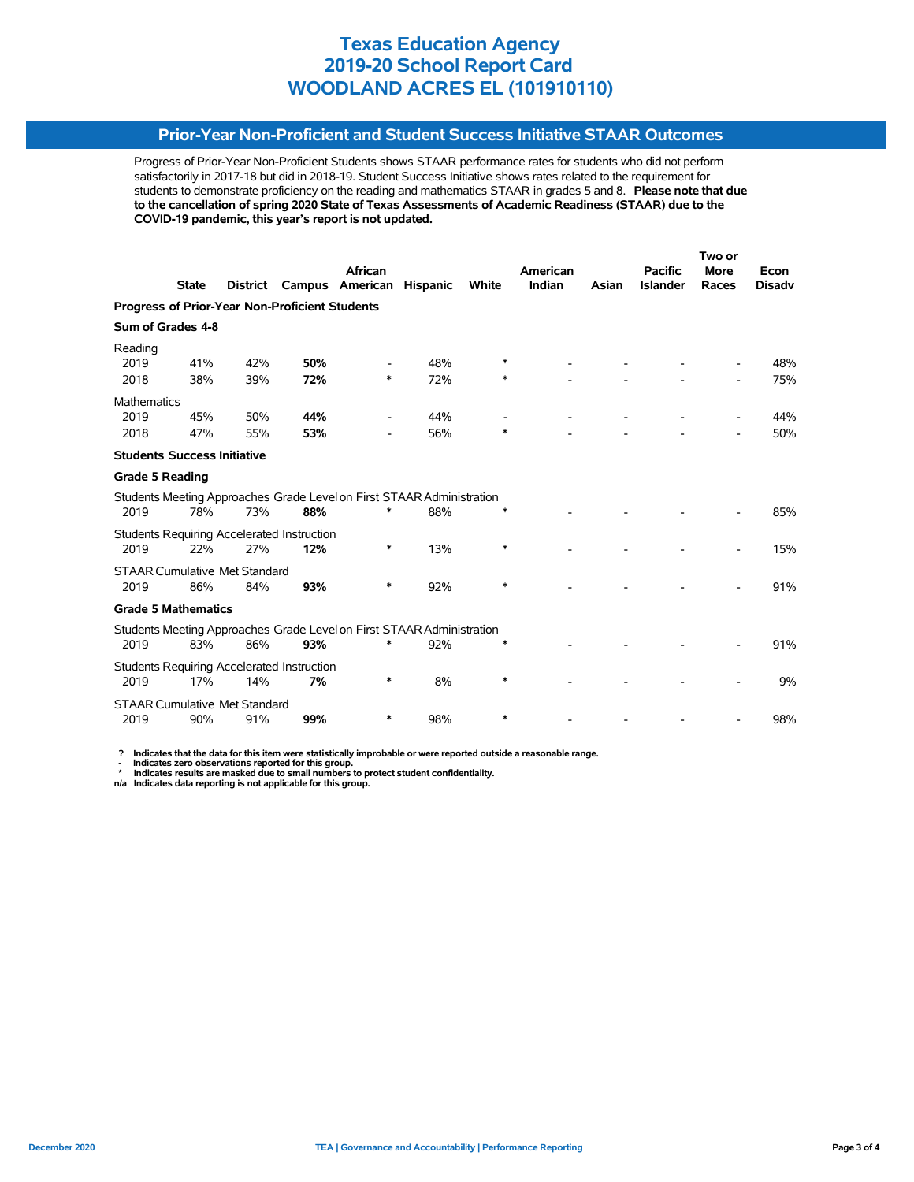# Texas Education Agency
# 2019-20 School Report Card
# WOODLAND ACRES EL (101910110)

## Prior-Year Non-Proficient and Student Success Initiative STAAR Outcomes

Progress of Prior-Year Non-Proficient Students shows STAAR performance rates for students who did not perform satisfactorily in 2017-18 but did in 2018-19. Student Success Initiative shows rates related to the requirement for students to demonstrate proficiency on the reading and mathematics STAAR in grades 5 and 8. **Please note that due to the cancellation of spring 2020 State of Texas Assessments of Academic Readiness (STAAR) due to the COVID-19 pandemic, this year's report is not updated.**

| | State | District | Campus | African American | Hispanic | White | American Indian | Asian | Pacific Islander | Two or More Races | Econ Disadv |
|---|---|---|---|---|---|---|---|---|---|---|---|
| **Progress of Prior-Year Non-Proficient Students** | | | | | | | | | | | |
| **Sum of Grades 4-8** | | | | | | | | | | | |
| Reading | | | | | | | | | | | |
| 2019 | 41% | 42% | **50%** | - | 48% | * | - | - | - | - | 48% |
| 2018 | 38% | 39% | **72%** | * | 72% | * | - | - | - | - | 75% |
| Mathematics | | | | | | | | | | | |
| 2019 | 45% | 50% | **44%** | - | 44% | - | - | - | - | - | 44% |
| 2018 | 47% | 55% | **53%** | - | 56% | * | - | - | - | - | 50% |
| **Students Success Initiative** | | | | | | | | | | | |
| **Grade 5 Reading** | | | | | | | | | | | |
| Students Meeting Approaches Grade Level on First STAAR Administration | | | | | | | | | | | |
| 2019 | 78% | 73% | **88%** | * | 88% | * | - | - | - | - | 85% |
| Students Requiring Accelerated Instruction | | | | | | | | | | | |
| 2019 | 22% | 27% | **12%** | * | 13% | * | - | - | - | - | 15% |
| STAAR Cumulative Met Standard | | | | | | | | | | | |
| 2019 | 86% | 84% | **93%** | * | 92% | * | - | - | - | - | 91% |
| **Grade 5 Mathematics** | | | | | | | | | | | |
| Students Meeting Approaches Grade Level on First STAAR Administration | | | | | | | | | | | |
| 2019 | 83% | 86% | **93%** | * | 92% | * | - | - | - | - | 91% |
| Students Requiring Accelerated Instruction | | | | | | | | | | | |
| 2019 | 17% | 14% | **7%** | * | 8% | * | - | - | - | - | 9% |
| STAAR Cumulative Met Standard | | | | | | | | | | | |
| 2019 | 90% | 91% | **99%** | * | 98% | * | - | - | - | - | 98% |

**?** Indicates that the data for this item were statistically improbable or were reported outside a reasonable range.
**-** Indicates zero observations reported for this group.
**\*** Indicates results are masked due to small numbers to protect student confidentiality.
**n/a** Indicates data reporting is not applicable for this group.